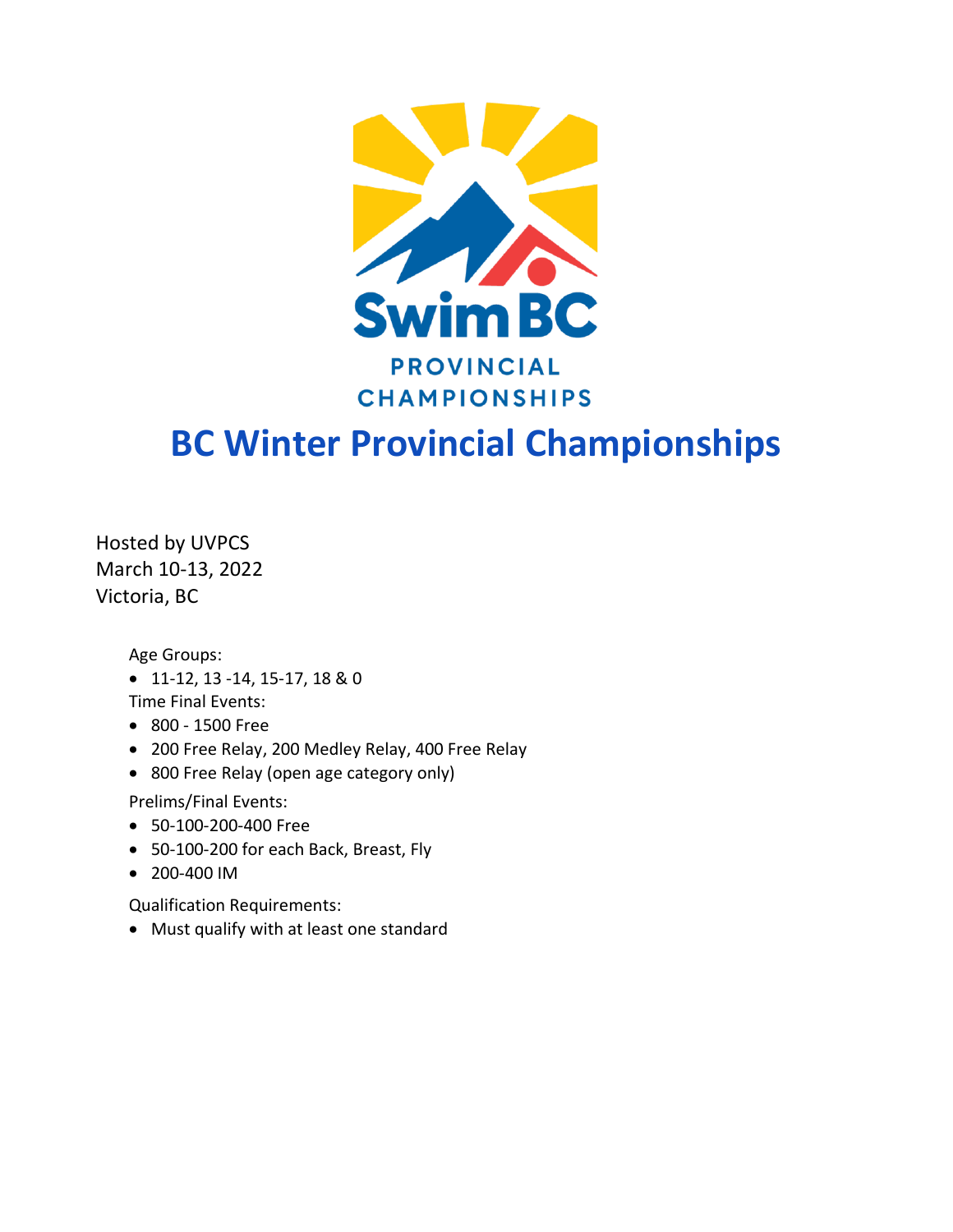SwimBC

PROVINCIAL CHAMPIONSHIPS

# BC Winter Provincial Championships

Hosted by UVPCS
March 10-13, 2022
Victoria, BC

Age Groups:

- 11-12, 13 -14, 15-17, 18 & 0

Time Final Events:

- 800 - 1500 Free
- 200 Free Relay, 200 Medley Relay, 400 Free Relay
- 800 Free Relay (open age category only)

Prelims/Final Events:

- 50-100-200-400 Free
- 50-100-200 for each Back, Breast, Fly
- 200-400 IM

Qualification Requirements:

- Must qualify with at least one standard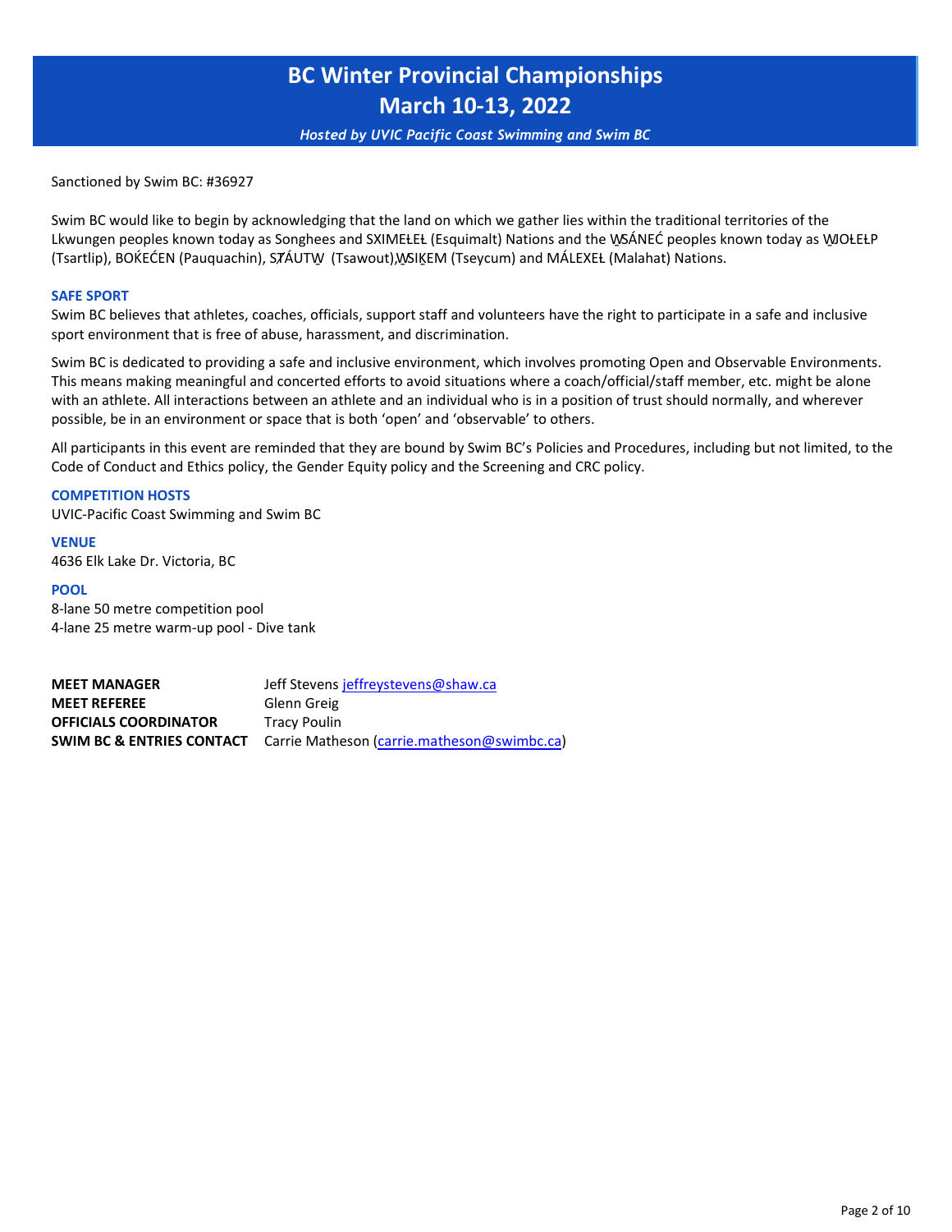# BC Winter Provincial Championships

# March 10-13, 2022

*Hosted by UVIC Pacific Coast Swimming and Swim BC*

Sanctioned by Swim BC: #36927

Swim BC would like to begin by acknowledging that the land on which we gather lies within the traditional territories of the Lkwungen peoples known today as Songhees and SXIMEȽEȽ (Esquimalt) Nations and the W̱SÁNEĆ peoples known today as W̱JOȽEȽP (Tsartlip), BOḰEĆEN (Pauquachin), SȾÁUTW̱ (Tsawout), W̱SIḴEM (Tseycum) and MÁLEXEȽ (Malahat) Nations.

## SAFE SPORT

Swim BC believes that athletes, coaches, officials, support staff and volunteers have the right to participate in a safe and inclusive sport environment that is free of abuse, harassment, and discrimination.

Swim BC is dedicated to providing a safe and inclusive environment, which involves promoting Open and Observable Environments. This means making meaningful and concerted efforts to avoid situations where a coach/official/staff member, etc. might be alone with an athlete. All interactions between an athlete and an individual who is in a position of trust should normally, and wherever possible, be in an environment or space that is both 'open' and 'observable' to others.

All participants in this event are reminded that they are bound by Swim BC's Policies and Procedures, including but not limited, to the Code of Conduct and Ethics policy, the Gender Equity policy and the Screening and CRC policy.

## COMPETITION HOSTS

UVIC-Pacific Coast Swimming and Swim BC

## VENUE

4636 Elk Lake Dr. Victoria, BC

## POOL

8-lane 50 metre competition pool
4-lane 25 metre warm-up pool - Dive tank

**MEET MANAGER** Jeff Stevens jeffreystevens@shaw.ca
**MEET REFEREE** Glenn Greig
**OFFICIALS COORDINATOR** Tracy Poulin
**SWIM BC & ENTRIES CONTACT** Carrie Matheson (carrie.matheson@swimbc.ca)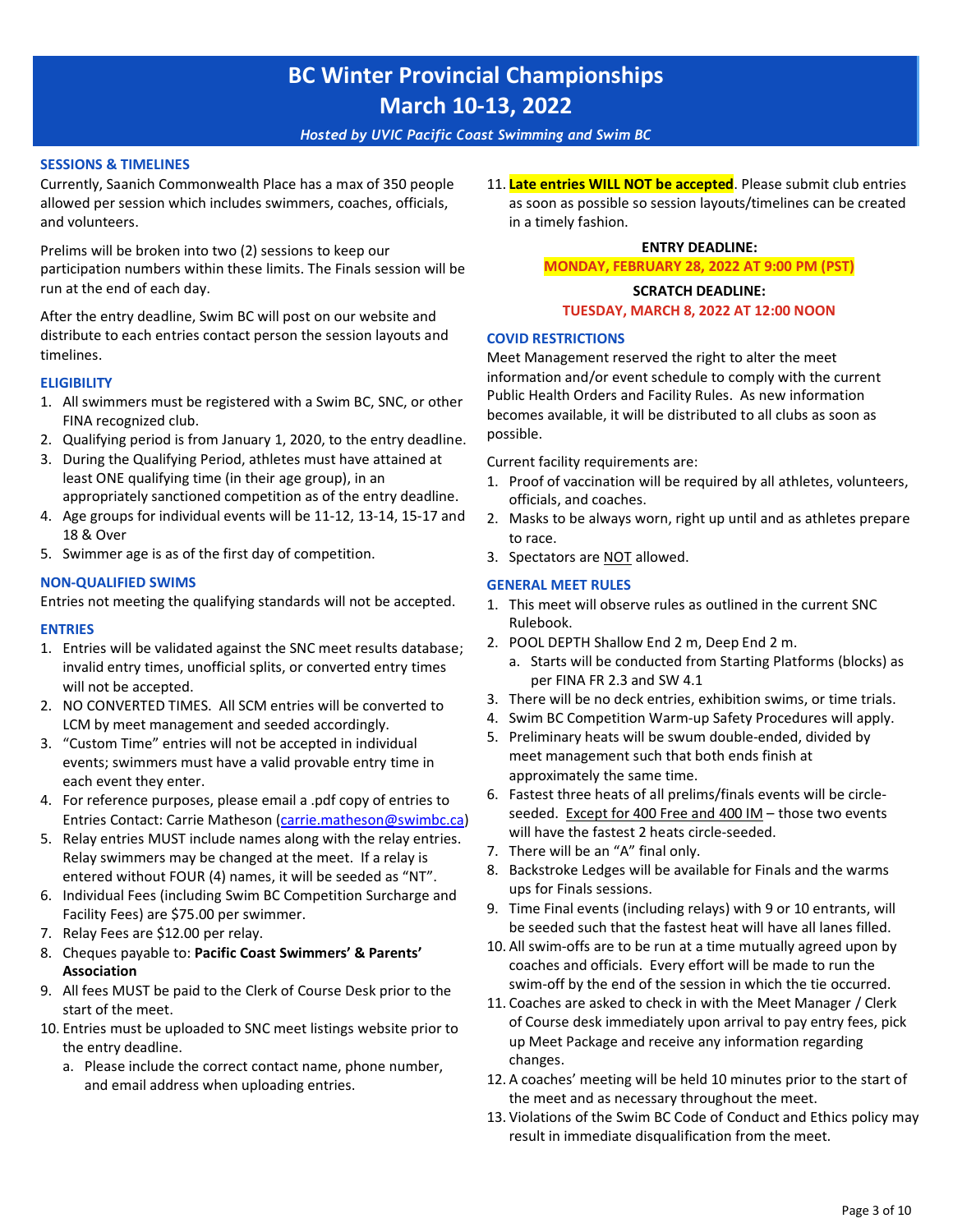# BC Winter Provincial Championships
# March 10-13, 2022

*Hosted by UVIC Pacific Coast Swimming and Swim BC*

## SESSIONS & TIMELINES

Currently, Saanich Commonwealth Place has a max of 350 people allowed per session which includes swimmers, coaches, officials, and volunteers.

Prelims will be broken into two (2) sessions to keep our participation numbers within these limits. The Finals session will be run at the end of each day.

After the entry deadline, Swim BC will post on our website and distribute to each entries contact person the session layouts and timelines.

## ELIGIBILITY

1. All swimmers must be registered with a Swim BC, SNC, or other FINA recognized club.
2. Qualifying period is from January 1, 2020, to the entry deadline.
3. During the Qualifying Period, athletes must have attained at least ONE qualifying time (in their age group), in an appropriately sanctioned competition as of the entry deadline.
4. Age groups for individual events will be 11-12, 13-14, 15-17 and 18 & Over
5. Swimmer age is as of the first day of competition.

## NON-QUALIFIED SWIMS

Entries not meeting the qualifying standards will not be accepted.

## ENTRIES

1. Entries will be validated against the SNC meet results database; invalid entry times, unofficial splits, or converted entry times will not be accepted.
2. NO CONVERTED TIMES. All SCM entries will be converted to LCM by meet management and seeded accordingly.
3. "Custom Time" entries will not be accepted in individual events; swimmers must have a valid provable entry time in each event they enter.
4. For reference purposes, please email a .pdf copy of entries to Entries Contact: Carrie Matheson (carrie.matheson@swimbc.ca)
5. Relay entries MUST include names along with the relay entries. Relay swimmers may be changed at the meet. If a relay is entered without FOUR (4) names, it will be seeded as "NT".
6. Individual Fees (including Swim BC Competition Surcharge and Facility Fees) are $75.00 per swimmer.
7. Relay Fees are $12.00 per relay.
8. Cheques payable to: **Pacific Coast Swimmers' & Parents' Association**
9. All fees MUST be paid to the Clerk of Course Desk prior to the start of the meet.
10. Entries must be uploaded to SNC meet listings website prior to the entry deadline.
    a. Please include the correct contact name, phone number, and email address when uploading entries.
11. **Late entries WILL NOT be accepted**. Please submit club entries as soon as possible so session layouts/timelines can be created in a timely fashion.

**ENTRY DEADLINE:**
**MONDAY, FEBRUARY 28, 2022 AT 9:00 PM (PST)**

**SCRATCH DEADLINE:**
**TUESDAY, MARCH 8, 2022 AT 12:00 NOON**

## COVID RESTRICTIONS

Meet Management reserved the right to alter the meet information and/or event schedule to comply with the current Public Health Orders and Facility Rules. As new information becomes available, it will be distributed to all clubs as soon as possible.

Current facility requirements are:

1. Proof of vaccination will be required by all athletes, volunteers, officials, and coaches.
2. Masks to be always worn, right up until and as athletes prepare to race.
3. Spectators are NOT allowed.

## GENERAL MEET RULES

1. This meet will observe rules as outlined in the current SNC Rulebook.
2. POOL DEPTH Shallow End 2 m, Deep End 2 m.
    a. Starts will be conducted from Starting Platforms (blocks) as per FINA FR 2.3 and SW 4.1
3. There will be no deck entries, exhibition swims, or time trials.
4. Swim BC Competition Warm-up Safety Procedures will apply.
5. Preliminary heats will be swum double-ended, divided by meet management such that both ends finish at approximately the same time.
6. Fastest three heats of all prelims/finals events will be circle-seeded. Except for 400 Free and 400 IM – those two events will have the fastest 2 heats circle-seeded.
7. There will be an "A" final only.
8. Backstroke Ledges will be available for Finals and the warms ups for Finals sessions.
9. Time Final events (including relays) with 9 or 10 entrants, will be seeded such that the fastest heat will have all lanes filled.
10. All swim-offs are to be run at a time mutually agreed upon by coaches and officials. Every effort will be made to run the swim-off by the end of the session in which the tie occurred.
11. Coaches are asked to check in with the Meet Manager / Clerk of Course desk immediately upon arrival to pay entry fees, pick up Meet Package and receive any information regarding changes.
12. A coaches' meeting will be held 10 minutes prior to the start of the meet and as necessary throughout the meet.
13. Violations of the Swim BC Code of Conduct and Ethics policy may result in immediate disqualification from the meet.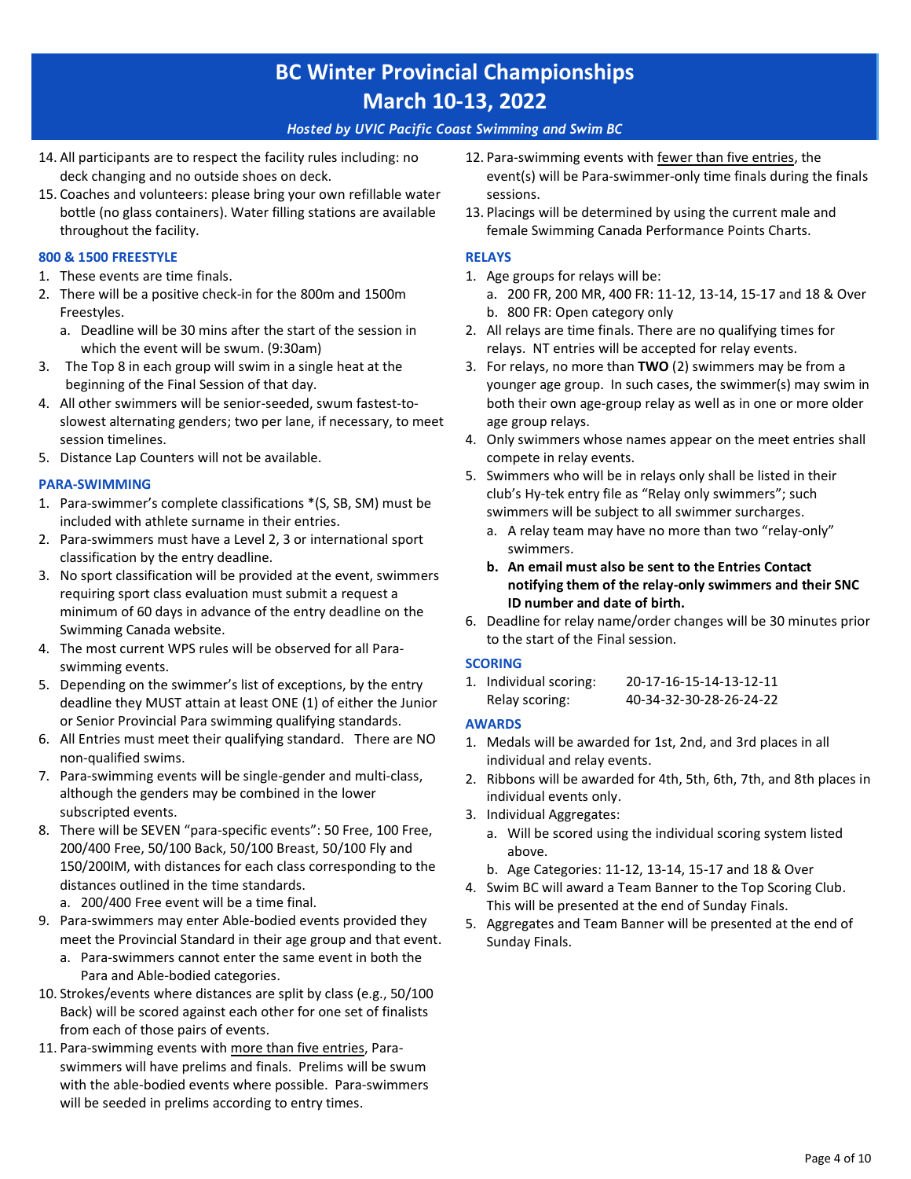# BC Winter Provincial Championships
# March 10-13, 2022

*Hosted by UVIC Pacific Coast Swimming and Swim BC*

14. All participants are to respect the facility rules including: no deck changing and no outside shoes on deck.
15. Coaches and volunteers: please bring your own refillable water bottle (no glass containers). Water filling stations are available throughout the facility.

### 800 & 1500 FREESTYLE

1. These events are time finals.
2. There will be a positive check-in for the 800m and 1500m Freestyles.
   a. Deadline will be 30 mins after the start of the session in which the event will be swum. (9:30am)
3. The Top 8 in each group will swim in a single heat at the beginning of the Final Session of that day.
4. All other swimmers will be senior-seeded, swum fastest-to-slowest alternating genders; two per lane, if necessary, to meet session timelines.
5. Distance Lap Counters will not be available.

### PARA-SWIMMING

1. Para-swimmer's complete classifications *(S, SB, SM) must be included with athlete surname in their entries.
2. Para-swimmers must have a Level 2, 3 or international sport classification by the entry deadline.
3. No sport classification will be provided at the event, swimmers requiring sport class evaluation must submit a request a minimum of 60 days in advance of the entry deadline on the Swimming Canada website.
4. The most current WPS rules will be observed for all Para-swimming events.
5. Depending on the swimmer's list of exceptions, by the entry deadline they MUST attain at least ONE (1) of either the Junior or Senior Provincial Para swimming qualifying standards.
6. All Entries must meet their qualifying standard. There are NO non-qualified swims.
7. Para-swimming events will be single-gender and multi-class, although the genders may be combined in the lower subscripted events.
8. There will be SEVEN "para-specific events": 50 Free, 100 Free, 200/400 Free, 50/100 Back, 50/100 Breast, 50/100 Fly and 150/200IM, with distances for each class corresponding to the distances outlined in the time standards.
   a. 200/400 Free event will be a time final.
9. Para-swimmers may enter Able-bodied events provided they meet the Provincial Standard in their age group and that event.
   a. Para-swimmers cannot enter the same event in both the Para and Able-bodied categories.
10. Strokes/events where distances are split by class (e.g., 50/100 Back) will be scored against each other for one set of finalists from each of those pairs of events.
11. Para-swimming events with more than five entries, Para-swimmers will have prelims and finals. Prelims will be swum with the able-bodied events where possible. Para-swimmers will be seeded in prelims according to entry times.
12. Para-swimming events with fewer than five entries, the event(s) will be Para-swimmer-only time finals during the finals sessions.
13. Placings will be determined by using the current male and female Swimming Canada Performance Points Charts.

### RELAYS

1. Age groups for relays will be:
   a. 200 FR, 200 MR, 400 FR: 11-12, 13-14, 15-17 and 18 & Over
   b. 800 FR: Open category only
2. All relays are time finals. There are no qualifying times for relays. NT entries will be accepted for relay events.
3. For relays, no more than **TWO** (2) swimmers may be from a younger age group. In such cases, the swimmer(s) may swim in both their own age-group relay as well as in one or more older age group relays.
4. Only swimmers whose names appear on the meet entries shall compete in relay events.
5. Swimmers who will be in relays only shall be listed in their club's Hy-tek entry file as "Relay only swimmers"; such swimmers will be subject to all swimmer surcharges.
   a. A relay team may have no more than two "relay-only" swimmers.
   **b. An email must also be sent to the Entries Contact notifying them of the relay-only swimmers and their SNC ID number and date of birth.**
6. Deadline for relay name/order changes will be 30 minutes prior to the start of the Final session.

### SCORING

1. Individual scoring: 20-17-16-15-14-13-12-11
   Relay scoring: 40-34-32-30-28-26-24-22

### AWARDS

1. Medals will be awarded for 1st, 2nd, and 3rd places in all individual and relay events.
2. Ribbons will be awarded for 4th, 5th, 6th, 7th, and 8th places in individual events only.
3. Individual Aggregates:
   a. Will be scored using the individual scoring system listed above.
   b. Age Categories: 11-12, 13-14, 15-17 and 18 & Over
4. Swim BC will award a Team Banner to the Top Scoring Club. This will be presented at the end of Sunday Finals.
5. Aggregates and Team Banner will be presented at the end of Sunday Finals.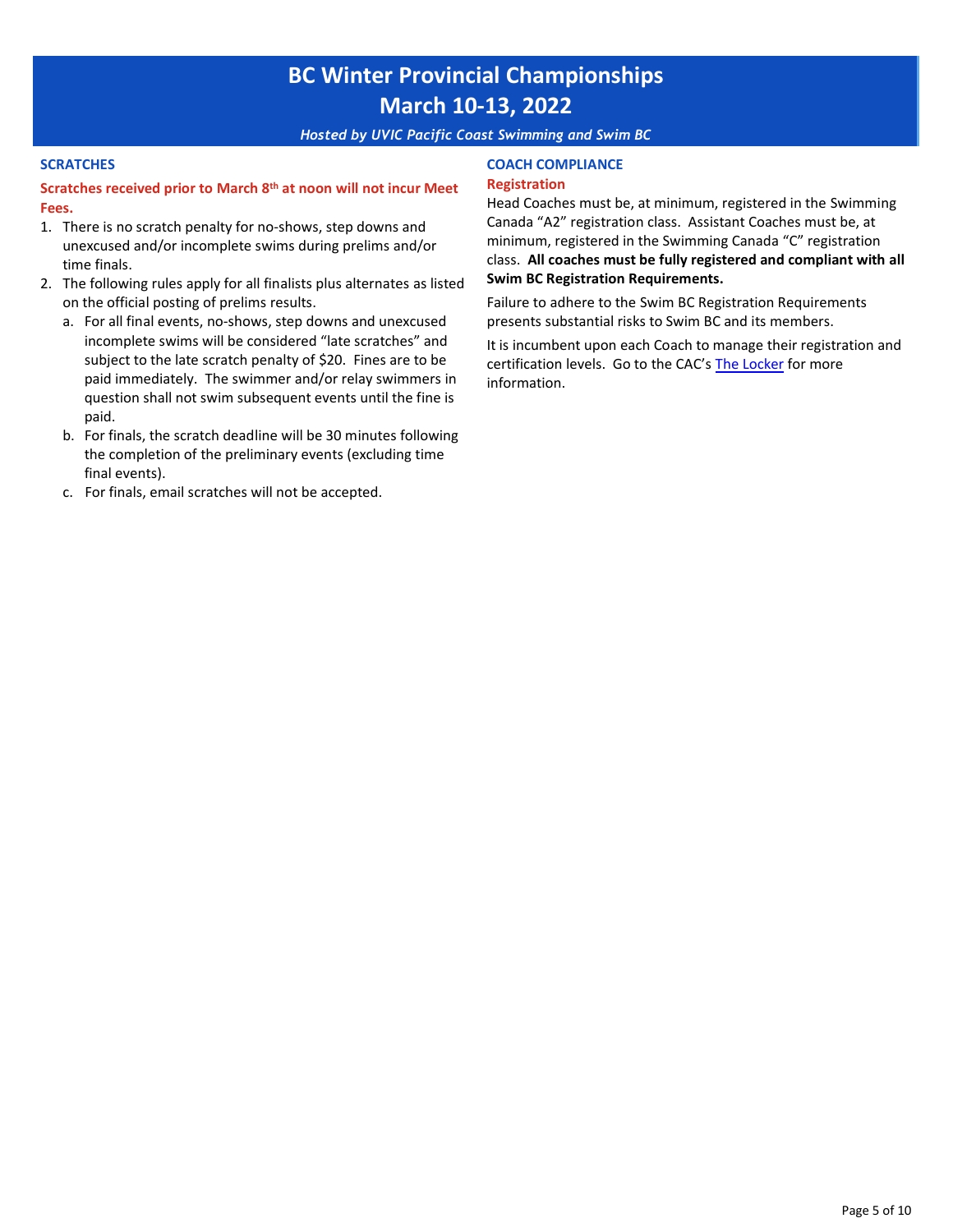## SCRATCHES

**Scratches received prior to March 8th at noon will not incur Meet Fees.**

1. There is no scratch penalty for no-shows, step downs and unexcused and/or incomplete swims during prelims and/or time finals.
2. The following rules apply for all finalists plus alternates as listed on the official posting of prelims results.
   a. For all final events, no-shows, step downs and unexcused incomplete swims will be considered "late scratches" and subject to the late scratch penalty of $20. Fines are to be paid immediately. The swimmer and/or relay swimmers in question shall not swim subsequent events until the fine is paid.
   b. For finals, the scratch deadline will be 30 minutes following the completion of the preliminary events (excluding time final events).
   c. For finals, email scratches will not be accepted.

## COACH COMPLIANCE

### Registration

Head Coaches must be, at minimum, registered in the Swimming Canada "A2" registration class. Assistant Coaches must be, at minimum, registered in the Swimming Canada "C" registration class. **All coaches must be fully registered and compliant with all Swim BC Registration Requirements.**

Failure to adhere to the Swim BC Registration Requirements presents substantial risks to Swim BC and its members.

It is incumbent upon each Coach to manage their registration and certification levels. Go to the CAC's The Locker for more information.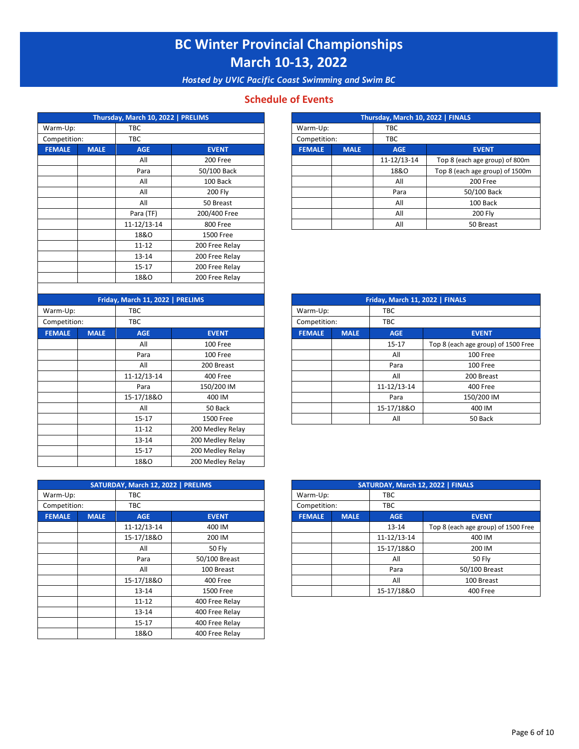# BC Winter Provincial Championships
# March 10-13, 2022

*Hosted by UVIC Pacific Coast Swimming and Swim BC*

## Schedule of Events

| Thursday, March 10, 2022 \| PRELIMS | | | |
|---|---|---|---|
| Warm-Up: | | TBC | |
| Competition: | | TBC | |
| **FEMALE** | **MALE** | **AGE** | **EVENT** |
| | | All | 200 Free |
| | | Para | 50/100 Back |
| | | All | 100 Back |
| | | All | 200 Fly |
| | | All | 50 Breast |
| | | Para (TF) | 200/400 Free |
| | | 11-12/13-14 | 800 Free |
| | | 18&O | 1500 Free |
| | | 11-12 | 200 Free Relay |
| | | 13-14 | 200 Free Relay |
| | | 15-17 | 200 Free Relay |
| | | 18&O | 200 Free Relay |

| Thursday, March 10, 2022 \| FINALS | | | |
|---|---|---|---|
| Warm-Up: | | TBC | |
| Competition: | | TBC | |
| **FEMALE** | **MALE** | **AGE** | **EVENT** |
| | | 11-12/13-14 | Top 8 (each age group) of 800m |
| | | 18&O | Top 8 (each age group) of 1500m |
| | | All | 200 Free |
| | | Para | 50/100 Back |
| | | All | 100 Back |
| | | All | 200 Fly |
| | | All | 50 Breast |

| Friday, March 11, 2022 \| PRELIMS | | | |
|---|---|---|---|
| Warm-Up: | | TBC | |
| Competition: | | TBC | |
| **FEMALE** | **MALE** | **AGE** | **EVENT** |
| | | All | 100 Free |
| | | Para | 100 Free |
| | | All | 200 Breast |
| | | 11-12/13-14 | 400 Free |
| | | Para | 150/200 IM |
| | | 15-17/18&O | 400 IM |
| | | All | 50 Back |
| | | 15-17 | 1500 Free |
| | | 11-12 | 200 Medley Relay |
| | | 13-14 | 200 Medley Relay |
| | | 15-17 | 200 Medley Relay |
| | | 18&O | 200 Medley Relay |

| Friday, March 11, 2022 \| FINALS | | | |
|---|---|---|---|
| Warm-Up: | | TBC | |
| Competition: | | TBC | |
| **FEMALE** | **MALE** | **AGE** | **EVENT** |
| | | 15-17 | Top 8 (each age group) of 1500 Free |
| | | All | 100 Free |
| | | Para | 100 Free |
| | | All | 200 Breast |
| | | 11-12/13-14 | 400 Free |
| | | Para | 150/200 IM |
| | | 15-17/18&O | 400 IM |
| | | All | 50 Back |

| SATURDAY, March 12, 2022 \| PRELIMS | | | |
|---|---|---|---|
| Warm-Up: | | TBC | |
| Competition: | | TBC | |
| **FEMALE** | **MALE** | **AGE** | **EVENT** |
| | | 11-12/13-14 | 400 IM |
| | | 15-17/18&O | 200 IM |
| | | All | 50 Fly |
| | | Para | 50/100 Breast |
| | | All | 100 Breast |
| | | 15-17/18&O | 400 Free |
| | | 13-14 | 1500 Free |
| | | 11-12 | 400 Free Relay |
| | | 13-14 | 400 Free Relay |
| | | 15-17 | 400 Free Relay |
| | | 18&O | 400 Free Relay |

| SATURDAY, March 12, 2022 \| FINALS | | | |
|---|---|---|---|
| Warm-Up: | | TBC | |
| Competition: | | TBC | |
| **FEMALE** | **MALE** | **AGE** | **EVENT** |
| | | 13-14 | Top 8 (each age group) of 1500 Free |
| | | 11-12/13-14 | 400 IM |
| | | 15-17/18&O | 200 IM |
| | | All | 50 Fly |
| | | Para | 50/100 Breast |
| | | All | 100 Breast |
| | | 15-17/18&O | 400 Free |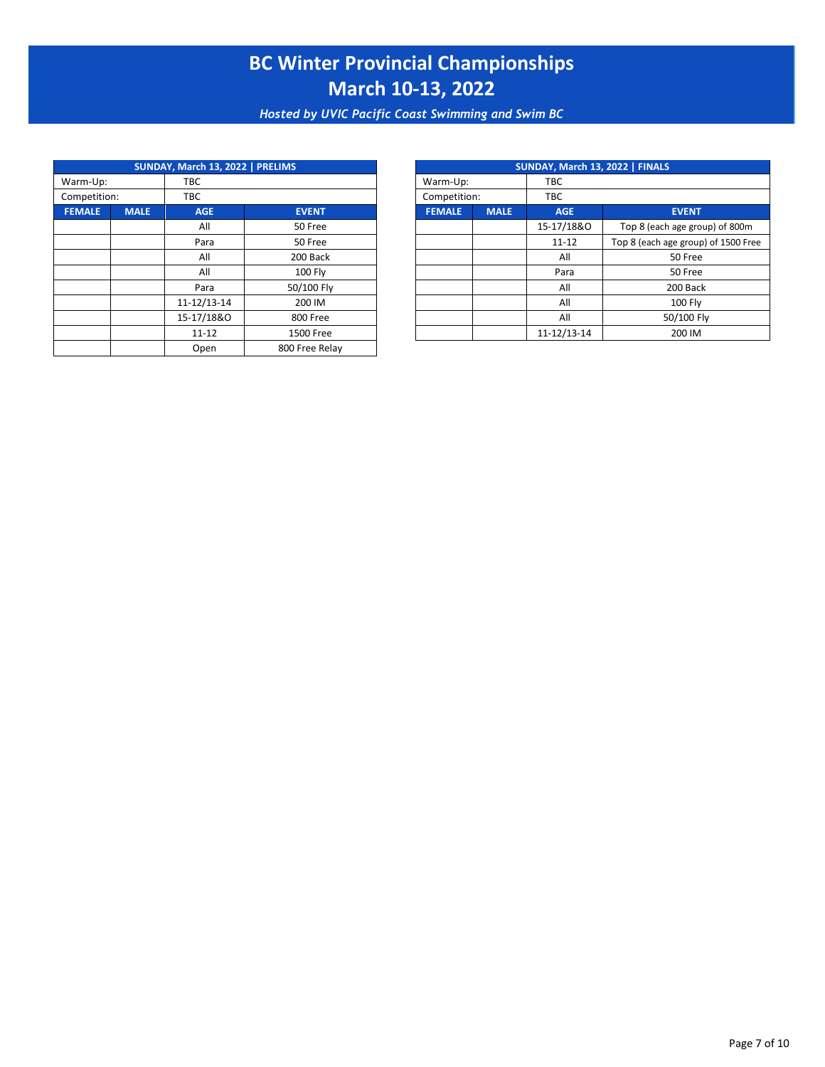# BC Winter Provincial Championships
# March 10-13, 2022

*Hosted by UVIC Pacific Coast Swimming and Swim BC*

| SUNDAY, March 13, 2022 \| PRELIMS | | | |
|---|---|---|---|
| Warm-Up: | | TBC | |
| Competition: | | TBC | |
| **FEMALE** | **MALE** | **AGE** | **EVENT** |
| | | All | 50 Free |
| | | Para | 50 Free |
| | | All | 200 Back |
| | | All | 100 Fly |
| | | Para | 50/100 Fly |
| | | 11-12/13-14 | 200 IM |
| | | 15-17/18&O | 800 Free |
| | | 11-12 | 1500 Free |
| | | Open | 800 Free Relay |

| SUNDAY, March 13, 2022 \| FINALS | | | |
|---|---|---|---|
| Warm-Up: | | TBC | |
| Competition: | | TBC | |
| **FEMALE** | **MALE** | **AGE** | **EVENT** |
| | | 15-17/18&O | Top 8 (each age group) of 800m |
| | | 11-12 | Top 8 (each age group) of 1500 Free |
| | | All | 50 Free |
| | | Para | 50 Free |
| | | All | 200 Back |
| | | All | 100 Fly |
| | | All | 50/100 Fly |
| | | 11-12/13-14 | 200 IM |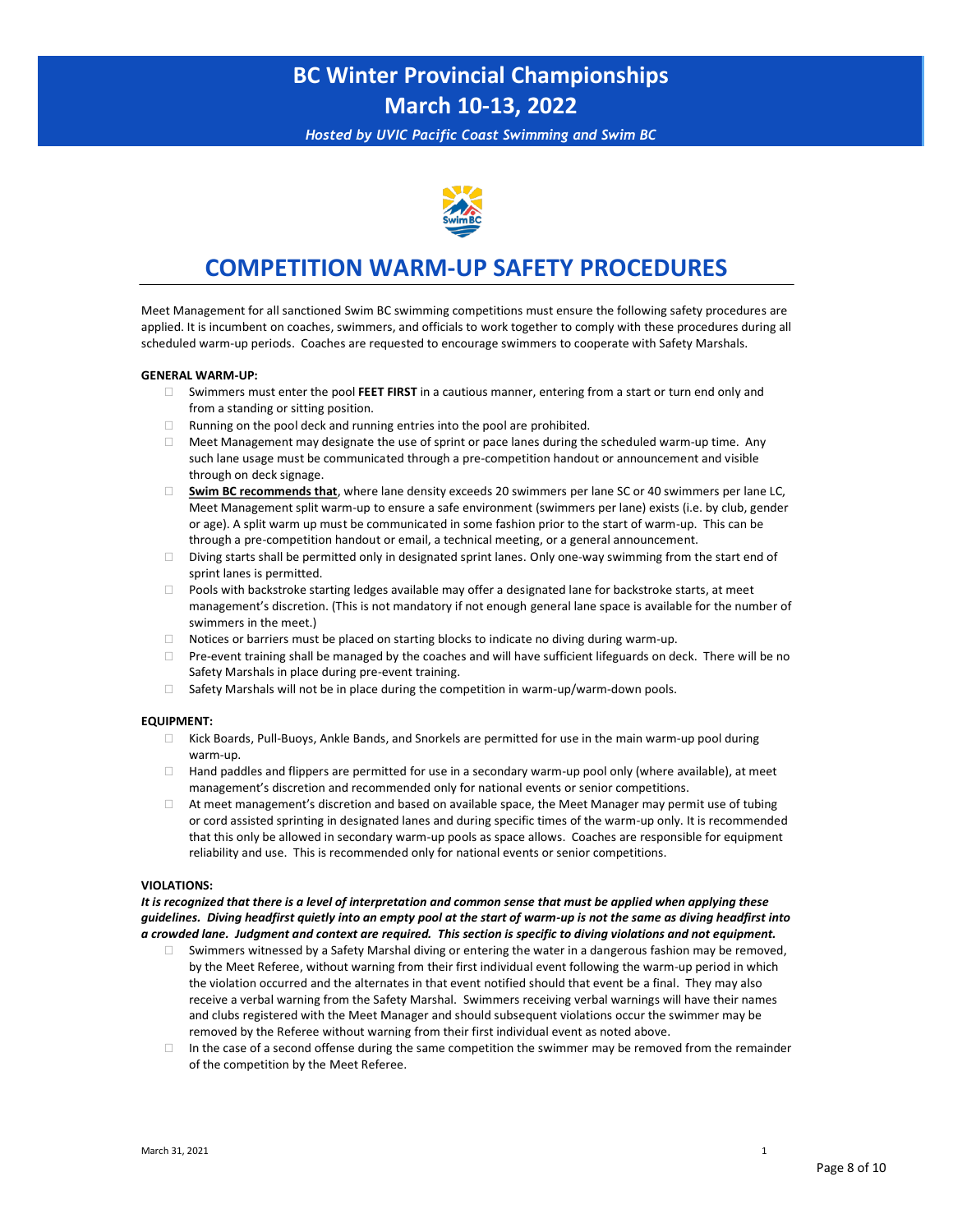# BC Winter Provincial Championships
# March 10-13, 2022

*Hosted by UVIC Pacific Coast Swimming and Swim BC*

## COMPETITION WARM-UP SAFETY PROCEDURES

Meet Management for all sanctioned Swim BC swimming competitions must ensure the following safety procedures are applied. It is incumbent on coaches, swimmers, and officials to work together to comply with these procedures during all scheduled warm-up periods. Coaches are requested to encourage swimmers to cooperate with Safety Marshals.

**GENERAL WARM-UP:**

- Swimmers must enter the pool **FEET FIRST** in a cautious manner, entering from a start or turn end only and from a standing or sitting position.
- Running on the pool deck and running entries into the pool are prohibited.
- Meet Management may designate the use of sprint or pace lanes during the scheduled warm-up time. Any such lane usage must be communicated through a pre-competition handout or announcement and visible through on deck signage.
- **Swim BC recommends that**, where lane density exceeds 20 swimmers per lane SC or 40 swimmers per lane LC, Meet Management split warm-up to ensure a safe environment (swimmers per lane) exists (i.e. by club, gender or age). A split warm up must be communicated in some fashion prior to the start of warm-up. This can be through a pre-competition handout or email, a technical meeting, or a general announcement.
- Diving starts shall be permitted only in designated sprint lanes. Only one-way swimming from the start end of sprint lanes is permitted.
- Pools with backstroke starting ledges available may offer a designated lane for backstroke starts, at meet management's discretion. (This is not mandatory if not enough general lane space is available for the number of swimmers in the meet.)
- Notices or barriers must be placed on starting blocks to indicate no diving during warm-up.
- Pre-event training shall be managed by the coaches and will have sufficient lifeguards on deck. There will be no Safety Marshals in place during pre-event training.
- Safety Marshals will not be in place during the competition in warm-up/warm-down pools.

**EQUIPMENT:**

- Kick Boards, Pull-Buoys, Ankle Bands, and Snorkels are permitted for use in the main warm-up pool during warm-up.
- Hand paddles and flippers are permitted for use in a secondary warm-up pool only (where available), at meet management's discretion and recommended only for national events or senior competitions.
- At meet management's discretion and based on available space, the Meet Manager may permit use of tubing or cord assisted sprinting in designated lanes and during specific times of the warm-up only. It is recommended that this only be allowed in secondary warm-up pools as space allows. Coaches are responsible for equipment reliability and use. This is recommended only for national events or senior competitions.

**VIOLATIONS:**

***It is recognized that there is a level of interpretation and common sense that must be applied when applying these guidelines. Diving headfirst quietly into an empty pool at the start of warm-up is not the same as diving headfirst into a crowded lane. Judgment and context are required. This section is specific to diving violations and not equipment.***

- Swimmers witnessed by a Safety Marshal diving or entering the water in a dangerous fashion may be removed, by the Meet Referee, without warning from their first individual event following the warm-up period in which the violation occurred and the alternates in that event notified should that event be a final. They may also receive a verbal warning from the Safety Marshal. Swimmers receiving verbal warnings will have their names and clubs registered with the Meet Manager and should subsequent violations occur the swimmer may be removed by the Referee without warning from their first individual event as noted above.
- In the case of a second offense during the same competition the swimmer may be removed from the remainder of the competition by the Meet Referee.

March 31, 2021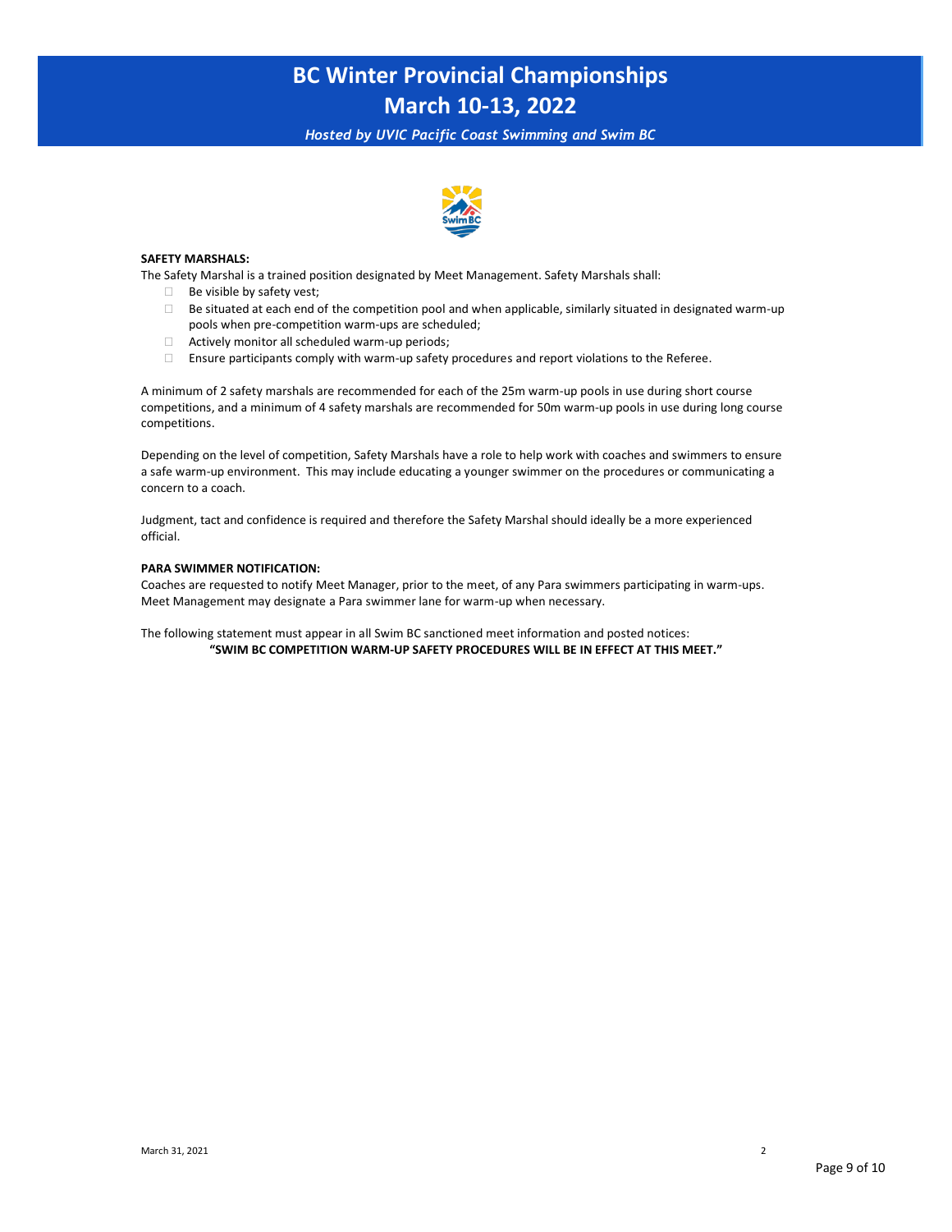# BC Winter Provincial Championships
# March 10-13, 2022

*Hosted by UVIC Pacific Coast Swimming and Swim BC*

**SAFETY MARSHALS:**

The Safety Marshal is a trained position designated by Meet Management. Safety Marshals shall:

- Be visible by safety vest;
- Be situated at each end of the competition pool and when applicable, similarly situated in designated warm-up pools when pre-competition warm-ups are scheduled;
- Actively monitor all scheduled warm-up periods;
- Ensure participants comply with warm-up safety procedures and report violations to the Referee.

A minimum of 2 safety marshals are recommended for each of the 25m warm-up pools in use during short course competitions, and a minimum of 4 safety marshals are recommended for 50m warm-up pools in use during long course competitions.

Depending on the level of competition, Safety Marshals have a role to help work with coaches and swimmers to ensure a safe warm-up environment. This may include educating a younger swimmer on the procedures or communicating a concern to a coach.

Judgment, tact and confidence is required and therefore the Safety Marshal should ideally be a more experienced official.

**PARA SWIMMER NOTIFICATION:**

Coaches are requested to notify Meet Manager, prior to the meet, of any Para swimmers participating in warm-ups. Meet Management may designate a Para swimmer lane for warm-up when necessary.

The following statement must appear in all Swim BC sanctioned meet information and posted notices:

**"SWIM BC COMPETITION WARM-UP SAFETY PROCEDURES WILL BE IN EFFECT AT THIS MEET."**

March 31, 2021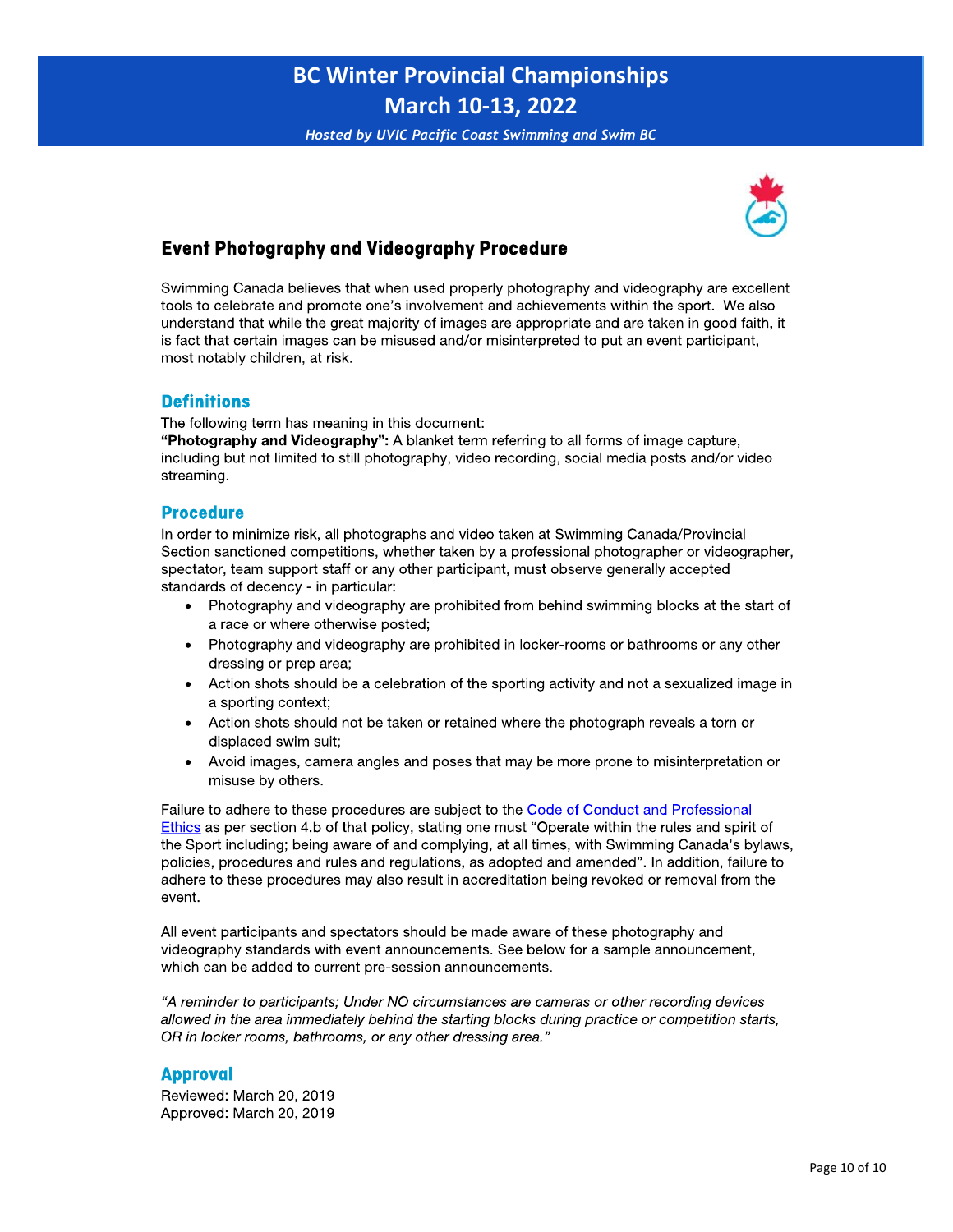# BC Winter Provincial Championships
# March 10-13, 2022

*Hosted by UVIC Pacific Coast Swimming and Swim BC*

## Event Photography and Videography Procedure

Swimming Canada believes that when used properly photography and videography are excellent tools to celebrate and promote one's involvement and achievements within the sport. We also understand that while the great majority of images are appropriate and are taken in good faith, it is fact that certain images can be misused and/or misinterpreted to put an event participant, most notably children, at risk.

### Definitions

The following term has meaning in this document:
**"Photography and Videography":** A blanket term referring to all forms of image capture, including but not limited to still photography, video recording, social media posts and/or video streaming.

### Procedure

In order to minimize risk, all photographs and video taken at Swimming Canada/Provincial Section sanctioned competitions, whether taken by a professional photographer or videographer, spectator, team support staff or any other participant, must observe generally accepted standards of decency - in particular:

- Photography and videography are prohibited from behind swimming blocks at the start of a race or where otherwise posted;
- Photography and videography are prohibited in locker-rooms or bathrooms or any other dressing or prep area;
- Action shots should be a celebration of the sporting activity and not a sexualized image in a sporting context;
- Action shots should not be taken or retained where the photograph reveals a torn or displaced swim suit;
- Avoid images, camera angles and poses that may be more prone to misinterpretation or misuse by others.

Failure to adhere to these procedures are subject to the Code of Conduct and Professional Ethics as per section 4.b of that policy, stating one must "Operate within the rules and spirit of the Sport including; being aware of and complying, at all times, with Swimming Canada's bylaws, policies, procedures and rules and regulations, as adopted and amended". In addition, failure to adhere to these procedures may also result in accreditation being revoked or removal from the event.

All event participants and spectators should be made aware of these photography and videography standards with event announcements. See below for a sample announcement, which can be added to current pre-session announcements.

*"A reminder to participants; Under NO circumstances are cameras or other recording devices allowed in the area immediately behind the starting blocks during practice or competition starts, OR in locker rooms, bathrooms, or any other dressing area."*

### Approval

Reviewed: March 20, 2019
Approved: March 20, 2019